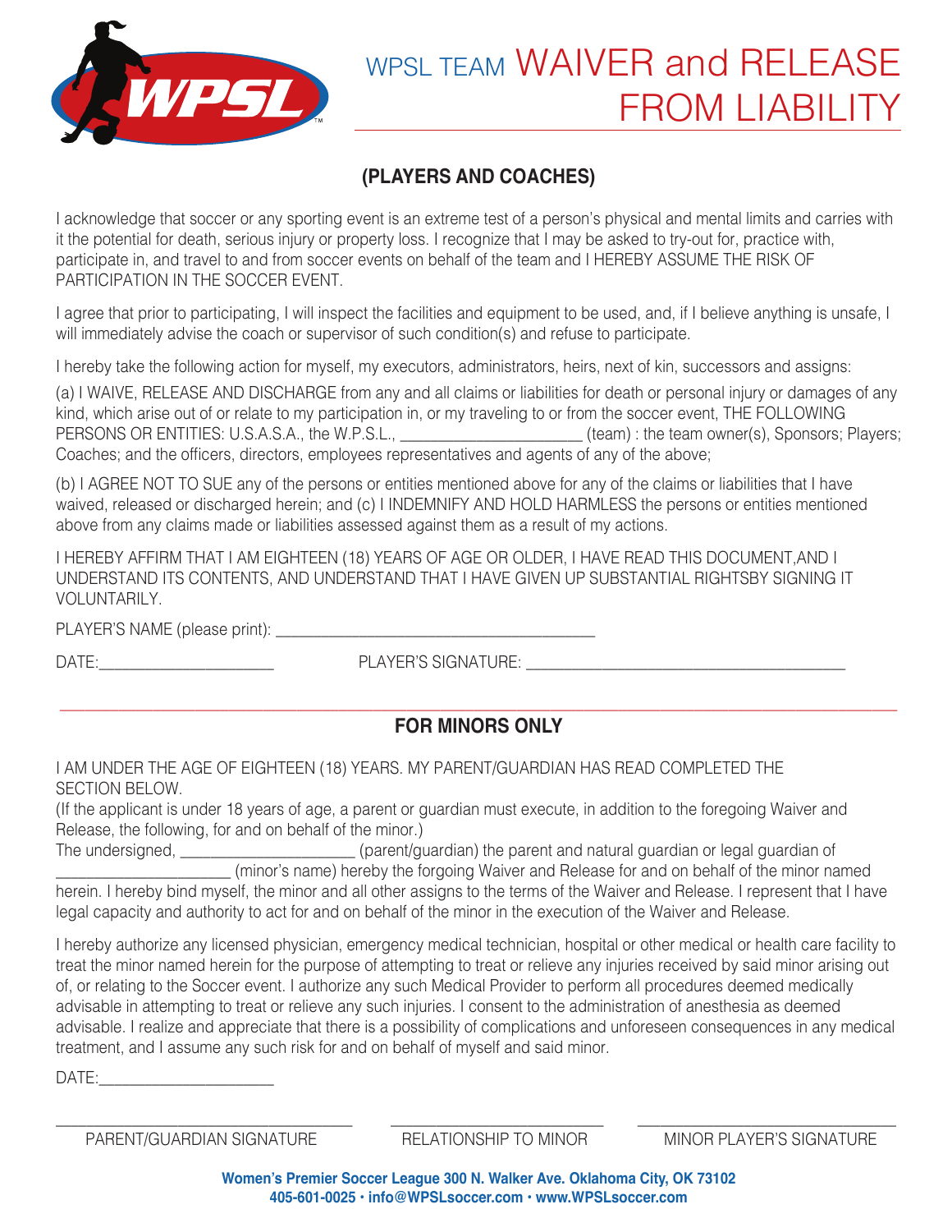# WPSL TEAM WAIVER and RELEASE FROM LIABILITY

## (PLAYERS AND COACHES)

I acknowledge that soccer or any sporting event is an extreme test of a person's physical and mental limits and carries with it the potential for death, serious injury or property loss. I recognize that I may be asked to try-out for, practice with, participate in, and travel to and from soccer events on behalf of the team and I HEREBY ASSUME THE RISK OF PARTICIPATION IN THE SOCCER EVENT.

I agree that prior to participating, I will inspect the facilities and equipment to be used, and, if I believe anything is unsafe, I will immediately advise the coach or supervisor of such condition(s) and refuse to participate.

I hereby take the following action for myself, my executors, administrators, heirs, next of kin, successors and assigns:

(a) I WAIVE, RELEASE AND DISCHARGE from any and all claims or liabilities for death or personal injury or damages of any kind, which arise out of or relate to my participation in, or my traveling to or from the soccer event, THE FOLLOWING PERSONS OR ENTITIES: U.S.A.S.A., the W.P.S.L., _____________________ (team) : the team owner(s), Sponsors; Players; Coaches; and the officers, directors, employees representatives and agents of any of the above;

(b) I AGREE NOT TO SUE any of the persons or entities mentioned above for any of the claims or liabilities that I have waived, released or discharged herein; and (c) I INDEMNIFY AND HOLD HARMLESS the persons or entities mentioned above from any claims made or liabilities assessed against them as a result of my actions.

I HEREBY AFFIRM THAT I AM EIGHTEEN (18) YEARS OF AGE OR OLDER, I HAVE READ THIS DOCUMENT,AND I UNDERSTAND ITS CONTENTS, AND UNDERSTAND THAT I HAVE GIVEN UP SUBSTANTIAL RIGHTSBY SIGNING IT VOLUNTARILY.

PLAYER'S NAME (please print): ______________________________________

DATE:_____________________ PLAYER'S SIGNATURE: ______________________________________

---

## FOR MINORS ONLY

I AM UNDER THE AGE OF EIGHTEEN (18) YEARS. MY PARENT/GUARDIAN HAS READ COMPLETED THE SECTION BELOW.

(If the applicant is under 18 years of age, a parent or guardian must execute, in addition to the foregoing Waiver and Release, the following, for and on behalf of the minor.)

The undersigned, _____________________ (parent/guardian) the parent and natural guardian or legal guardian of _____________________ (minor's name) hereby the forgoing Waiver and Release for and on behalf of the minor named herein. I hereby bind myself, the minor and all other assigns to the terms of the Waiver and Release. I represent that I have legal capacity and authority to act for and on behalf of the minor in the execution of the Waiver and Release.

I hereby authorize any licensed physician, emergency medical technician, hospital or other medical or health care facility to treat the minor named herein for the purpose of attempting to treat or relieve any injuries received by said minor arising out of, or relating to the Soccer event. I authorize any such Medical Provider to perform all procedures deemed medically advisable in attempting to treat or relieve any such injuries. I consent to the administration of anesthesia as deemed advisable. I realize and appreciate that there is a possibility of complications and unforeseen consequences in any medical treatment, and I assume any such risk for and on behalf of myself and said minor.

DATE:_____________________

___________________________________ ___________________________ _______________________________

PARENT/GUARDIAN SIGNATURE RELATIONSHIP TO MINOR MINOR PLAYER'S SIGNATURE

**Women's Premier Soccer League 300 N. Walker Ave. Oklahoma City, OK 73102**
**405-601-0025 • info@WPSLsoccer.com • www.WPSLsoccer.com**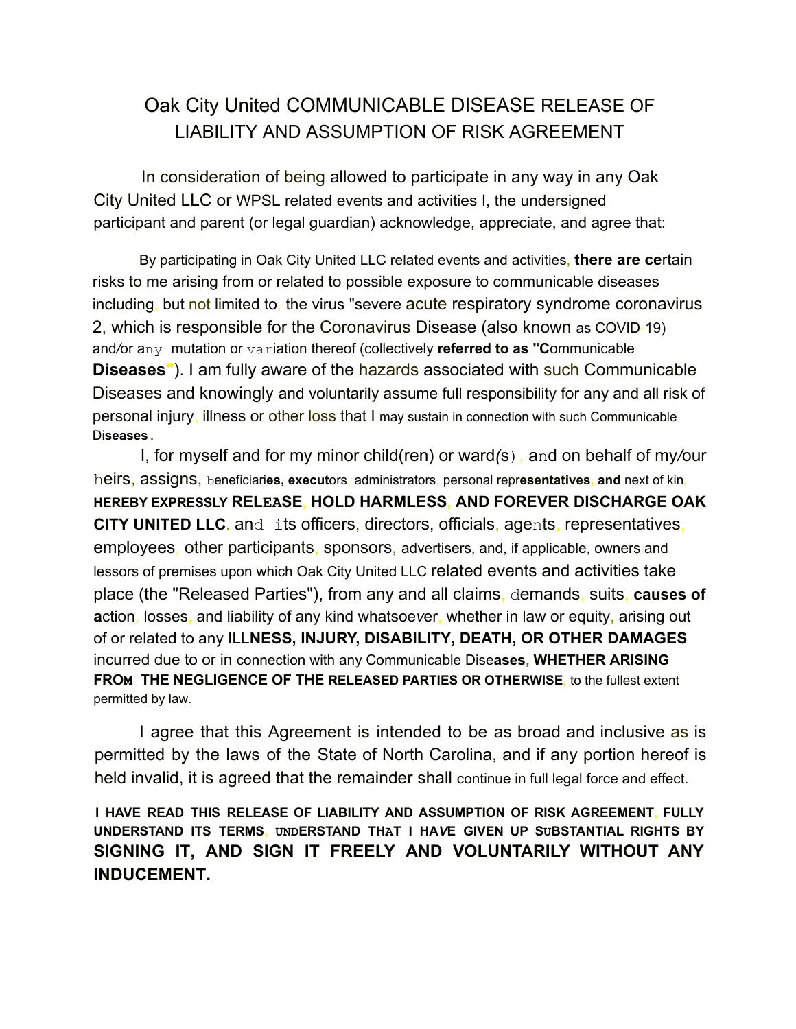# Oak City United COMMUNICABLE DISEASE RELEASE OF LIABILITY AND ASSUMPTION OF RISK AGREEMENT

In consideration of being allowed to participate in any way in any Oak City United LLC or WPSL related events and activities I, the undersigned participant and parent (or legal guardian) acknowledge, appreciate, and agree that:

By participating in Oak City United LLC related events and activities, **there are cer**tain risks to me arising from or related to possible exposure to communicable diseases including, but not limited to, the virus "severe acute respiratory syndrome coronavirus 2, which is responsible for the Coronavirus Disease (also known as COVID-19) and/or any mutation or variation thereof (collectively **referred to as "C**ommunicable **Diseases"**). I am fully aware of the hazards associated with such Communicable Diseases and knowingly and voluntarily assume full responsibility for any and all risk of personal injury, illness or other loss that I may sustain in connection with such Communicable Di**seases**.

I, for myself and for my minor child(ren) or ward(s), and on behalf of my/our heirs, assigns, beneficiari**es, execut**ors, administrators, personal repr**esentatives**, **and** next of kin, **HEREBY EXPRESSLY RELEASE, HOLD HARMLESS, AND FOREVER DISCHARGE OAK CITY UNITED LLC.** and its officers, directors, officials, agents, representatives, employees, other participants, sponsors, advertisers, and, if applicable, owners and lessors of premises upon which Oak City United LLC related events and activities take place (the "Released Parties"), from any and all claims, demands, suits, **causes of a**ction, losses, and liability of any kind whatsoever, whether in law or equity, arising out of or related to any ILL**NESS, INJURY, DISABILITY, DEATH, OR OTHER DAMAGES** incurred due to or in connection with any Communicable Dise**ases, WHETHER ARISING FROM THE NEGLIGENCE OF THE RELEASED PARTIES OR OTHERWISE**, to the fullest extent permitted by law.

I agree that this Agreement is intended to be as broad and inclusive as is permitted by the laws of the State of North Carolina, and if any portion hereof is held invalid, it is agreed that the remainder shall continue in full legal force and effect.

**I HAVE READ THIS RELEASE OF LIABILITY AND ASSUMPTION OF RISK AGREEMENT, FULLY UNDERSTAND ITS TERMS, UNDERSTAND THAT I HAVE GIVEN UP SUBSTANTIAL RIGHTS BY SIGNING IT, AND SIGN IT FREELY AND VOLUNTARILY WITHOUT ANY INDUCEMENT.**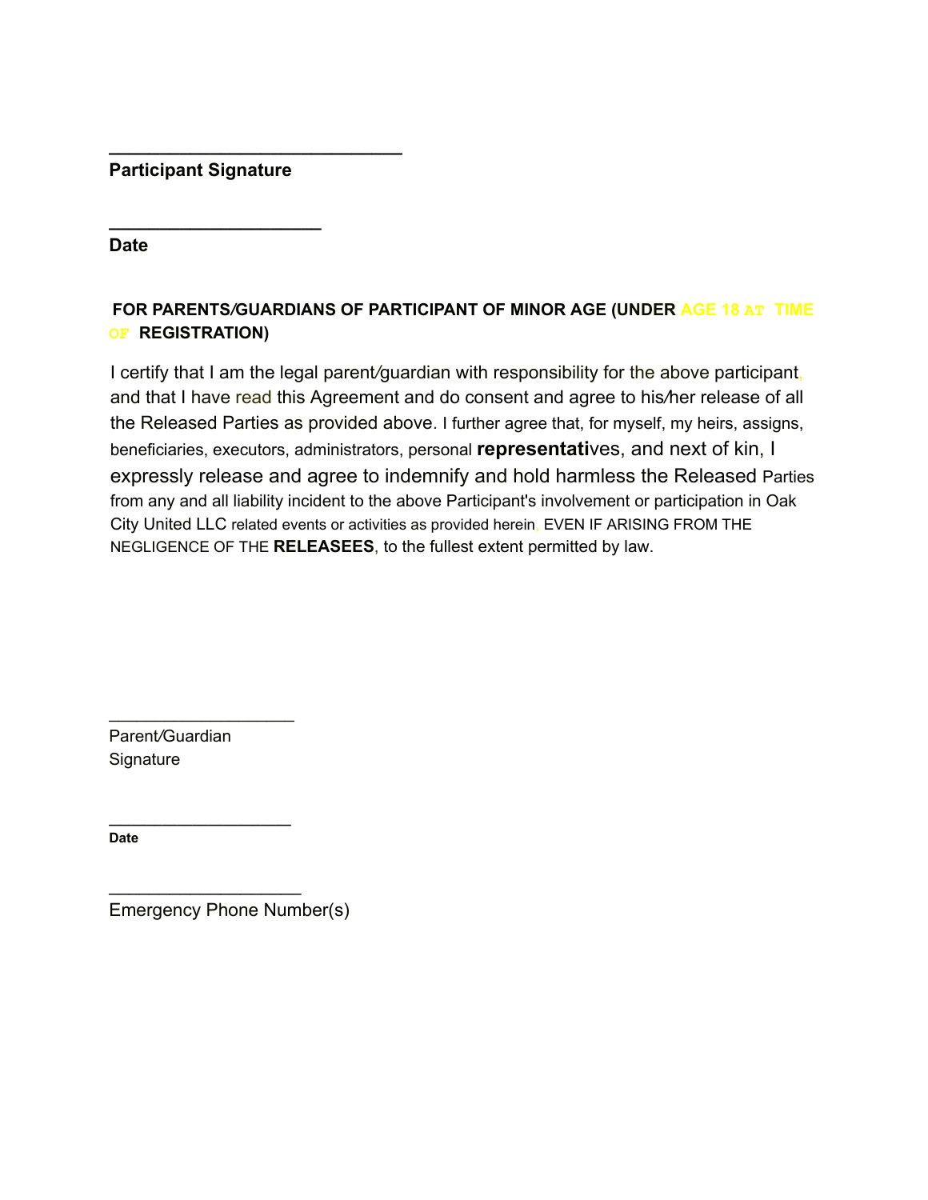\_\_\_\_\_\_\_\_\_\_\_\_\_\_\_\_\_\_\_\_\_\_\_\_\_\_\_\_\_\_

**Participant Signature**

\_\_\_\_\_\_\_\_\_\_\_\_\_\_\_\_\_\_\_\_\_\_

**Date**

**FOR PARENTS/GUARDIANS OF PARTICIPANT OF MINOR AGE (UNDER AGE 18 AT TIME OF REGISTRATION)**

I certify that I am the legal parent/guardian with responsibility for the above participant, and that I have read this Agreement and do consent and agree to his/her release of all the Released Parties as provided above. I further agree that, for myself, my heirs, assigns, beneficiaries, executors, administrators, personal **representati**ves, and next of kin, I expressly release and agree to indemnify and hold harmless the Released Parties from any and all liability incident to the above Participant's involvement or participation in Oak City United LLC related events or activities as provided herein, EVEN IF ARISING FROM THE NEGLIGENCE OF THE **RELEASEES**, to the fullest extent permitted by law.

\_\_\_\_\_\_\_\_\_\_\_\_\_\_\_\_\_\_\_\_

Parent/Guardian
Signature

\_\_\_\_\_\_\_\_\_\_\_\_\_\_\_\_\_\_\_\_

**Date**

\_\_\_\_\_\_\_\_\_\_\_\_\_\_\_\_\_\_\_\_

Emergency Phone Number(s)